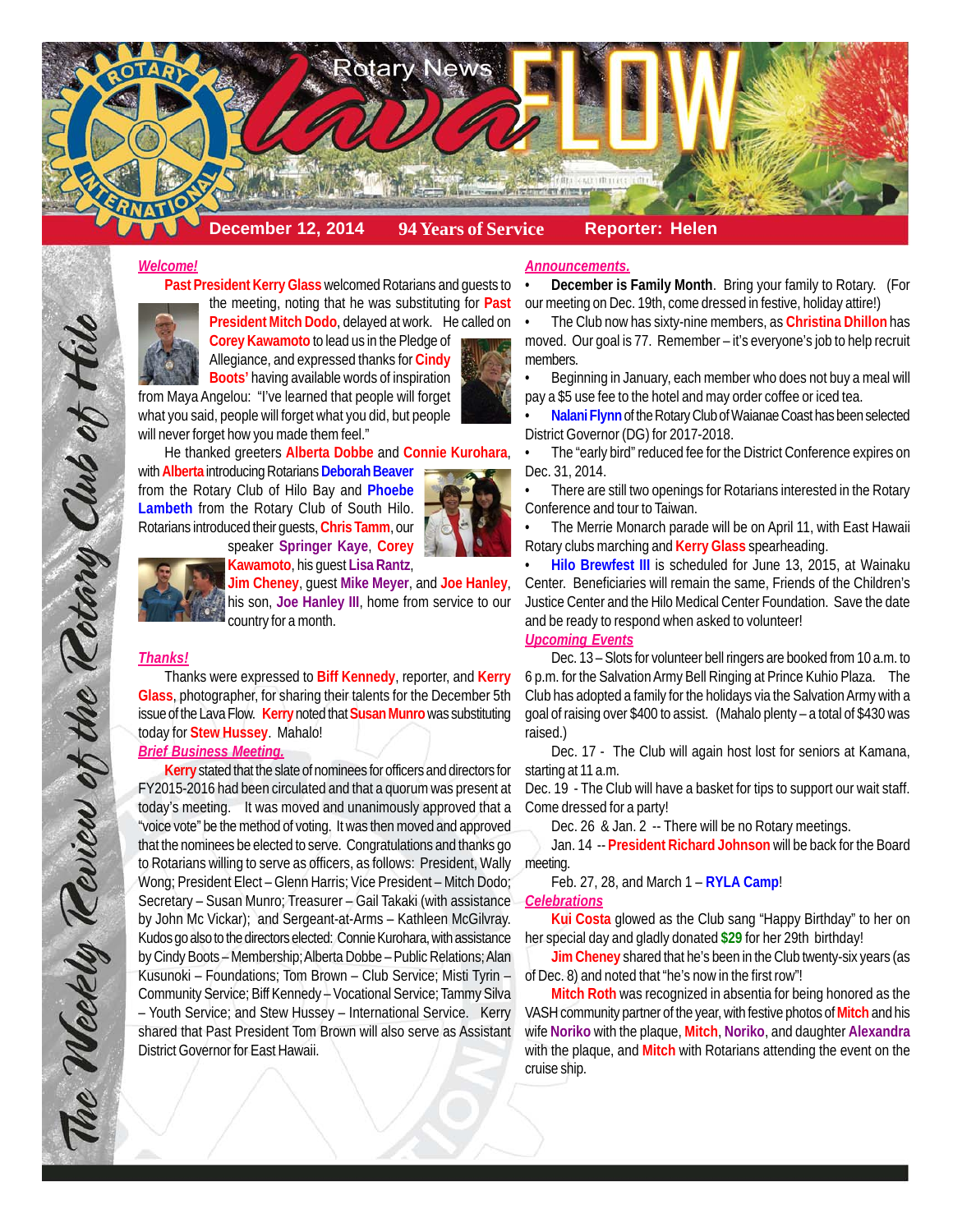# Rotary News Lava FLOW

**December 12, 2014** **94 Years of Service** **Reporter: Helen**

*The Weekly Review of the Rotary Club of Hilo*

## *Welcome!*

**Past President Kerry Glass** welcomed Rotarians and guests to the meeting, noting that he was substituting for **Past President Mitch Dodo**, delayed at work. He called on **Corey Kawamoto** to lead us in the Pledge of Allegiance, and expressed thanks for **Cindy Boots'** having available words of inspiration from Maya Angelou: "I've learned that people will forget what you said, people will forget what you did, but people will never forget how you made them feel."

He thanked greeters **Alberta Dobbe** and **Connie Kurohara**, with **Alberta** introducing Rotarians **Deborah Beaver** from the Rotary Club of Hilo Bay and **Phoebe Lambeth** from the Rotary Club of South Hilo. Rotarians introduced their guests, **Chris Tamm**, our speaker **Springer Kaye**, **Corey Kawamoto**, his guest **Lisa Rantz**, **Jim Cheney**, guest **Mike Meyer**, and **Joe Hanley**, his son, **Joe Hanley III**, home from service to our country for a month.

## *Thanks!*

Thanks were expressed to **Biff Kennedy**, reporter, and **Kerry Glass**, photographer, for sharing their talents for the December 5th issue of the Lava Flow. **Kerry** noted that **Susan Munro** was substituting today for **Stew Hussey**. Mahalo!

## *Brief Business Meeting.*

**Kerry** stated that the slate of nominees for officers and directors for FY2015-2016 had been circulated and that a quorum was present at today's meeting. It was moved and unanimously approved that a "voice vote" be the method of voting. It was then moved and approved that the nominees be elected to serve. Congratulations and thanks go to Rotarians willing to serve as officers, as follows: President, Wally Wong; President Elect – Susan Munro; Vice President – Mitch Dodo; Secretary – Susan Munro; Treasurer – Gail Takaki (with assistance by John Mc Vickar); and Sergeant-at-Arms – Kathleen McGilvray. Kudos go also to the directors elected: Connie Kurohara, with assistance by Cindy Boots – Membership; Alberta Dobbe – Public Relations; Alan Kusunoki – Foundations; Tom Brown – Club Service; Misti Tyrin – Community Service; Biff Kennedy – Vocational Service; Tammy Silva – Youth Service; and Stew Hussey – International Service. Kerry shared that Past President Tom Brown will also serve as Assistant District Governor for East Hawaii.

## *Announcements.*

- **December is Family Month**. Bring your family to Rotary. (For our meeting on Dec. 19th, come dressed in festive, holiday attire!)
- The Club now has sixty-nine members, as **Christina Dhillon** has moved. Our goal is 77. Remember – it's everyone's job to help recruit members.
- Beginning in January, each member who does not buy a meal will pay a $5 use fee to the hotel and may order coffee or iced tea.
- **Nalani Flynn** of the Rotary Club of Waianae Coast has been selected District Governor (DG) for 2017-2018.
- The "early bird" reduced fee for the District Conference expires on Dec. 31, 2014.
- There are still two openings for Rotarians interested in the Rotary Conference and tour to Taiwan.
- The Merrie Monarch parade will be on April 11, with East Hawaii Rotary clubs marching and **Kerry Glass** spearheading.
- **Hilo Brewfest III** is scheduled for June 13, 2015, at Wainaku Center. Beneficiaries will remain the same, Friends of the Children's Justice Center and the Hilo Medical Center Foundation. Save the date and be ready to respond when asked to volunteer!

## *Upcoming Events*

Dec. 13 – Slots for volunteer bell ringers are booked from 10 a.m. to 6 p.m. for the Salvation Army Bell Ringing at Prince Kuhio Plaza. The Club has adopted a family for the holidays via the Salvation Army with a goal of raising over $400 to assist. (Mahalo plenty – a total of $430 was raised.)

Dec. 17 - The Club will again host lost for seniors at Kamana, starting at 11 a.m.

Dec. 19 - The Club will have a basket for tips to support our wait staff. Come dressed for a party!

Dec. 26 & Jan. 2 -- There will be no Rotary meetings.

Jan. 14 -- **President Richard Johnson** will be back for the Board meeting.

Feb. 27, 28, and March 1 – **RYLA Camp**!

## *Celebrations*

**Kui Costa** glowed as the Club sang "Happy Birthday" to her on her special day and gladly donated **$29** for her 29th birthday!

**Jim Cheney** shared that he's been in the Club twenty-six years (as of Dec. 8) and noted that "he's now in the first row"!

**Mitch Roth** was recognized in absentia for being honored as the VASH community partner of the year, with festive photos of **Mitch** and his wife **Noriko** with the plaque, **Mitch**, **Noriko**, and daughter **Alexandra** with the plaque, and **Mitch** with Rotarians attending the event on the cruise ship.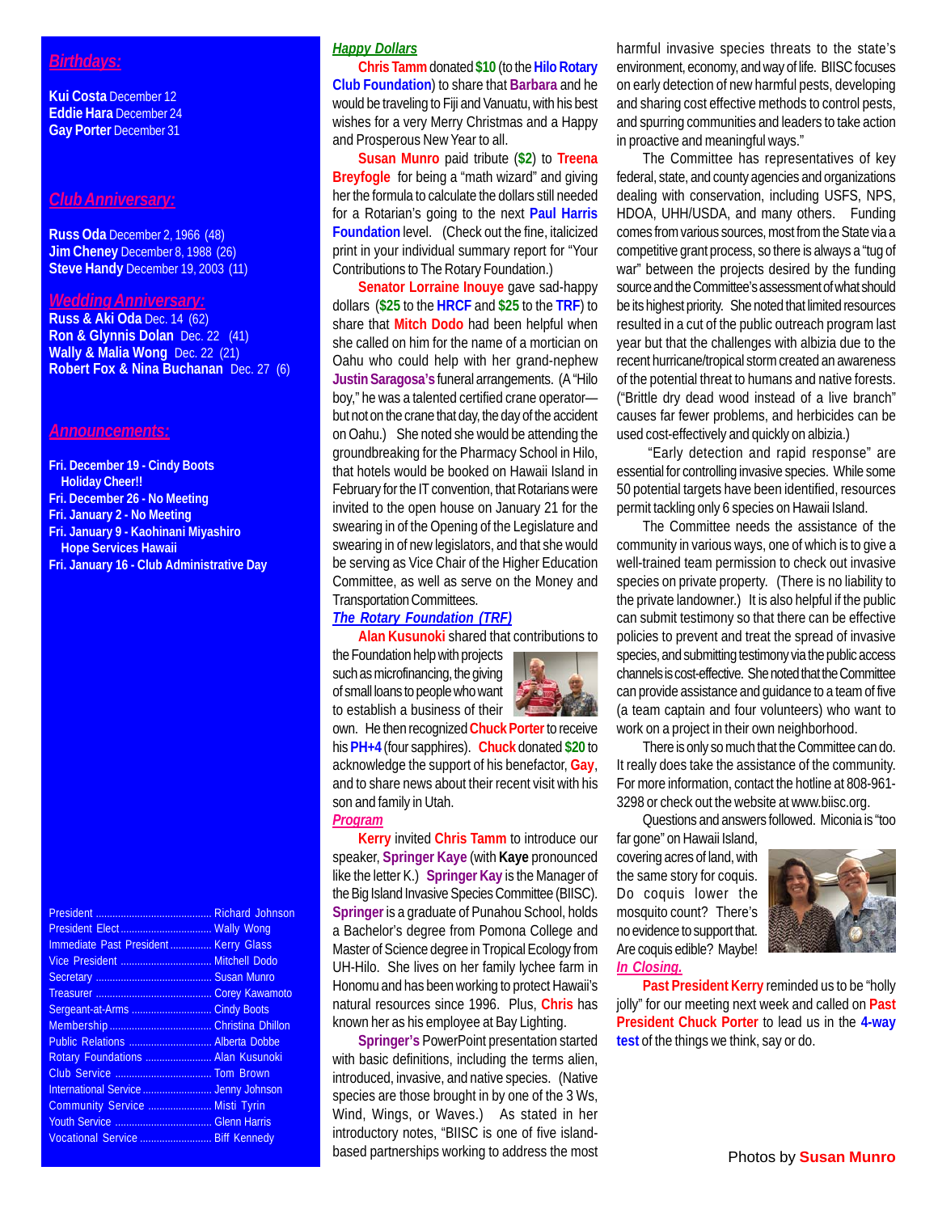## Birthdays:

**Kui Costa** December 12
**Eddie Hara** December 24
**Gay Porter** December 31

## Club Anniversary:

**Russ Oda** December 2, 1966 (48)
**Jim Cheney** December 8, 1988 (26)
**Steve Handy** December 19, 2003 (11)

## Wedding Anniversary:

**Russ & Aki Oda** Dec. 14 (62)
**Ron & Glynnis Dolan** Dec. 22 (41)
**Wally & Malia Wong** Dec. 22 (21)
**Robert Fox & Nina Buchanan** Dec. 27 (6)

## Announcements:

**Fri. December 19 - Cindy Boots Holiday Cheer!!**
**Fri. December 26 - No Meeting**
**Fri. January 2 - No Meeting**
**Fri. January 9 - Kaohinani Miyashiro Hope Services Hawaii**
**Fri. January 16 - Club Administrative Day**

| | |
|---|---|
| President | Richard Johnson |
| President Elect | Wally Wong |
| Immediate Past President | Kerry Glass |
| Vice President | Mitchell Dodo |
| Secretary | Susan Munro |
| Treasurer | Corey Kawamoto |
| Sergeant-at-Arms | Cindy Boots |
| Membership | Christina Dhillon |
| Public Relations | Alberta Dobbe |
| Rotary Foundations | Alan Kusunoki |
| Club Service | Tom Brown |
| International Service | Jenny Johnson |
| Community Service | Misti Tyrin |
| Youth Service | Glenn Harris |
| Vocational Service | Biff Kennedy |

## Happy Dollars

**Chris Tamm** donated **$10** (to the **Hilo Rotary Club Foundation**) to share that **Barbara** and he would be traveling to Fiji and Vanuatu, with his best wishes for a very Merry Christmas and a Happy and Prosperous New Year to all.

**Susan Munro** paid tribute (**$2**) to **Treena Breyfogle** for being a "math wizard" and giving her the formula to calculate the dollars still needed for a Rotarian's going to the next **Paul Harris Foundation** level. (Check out the fine, italicized print in your individual summary report for "Your Contributions to The Rotary Foundation.)

**Senator Lorraine Inouye** gave sad-happy dollars (**$25** to the **HRCF** and **$25** to the **TRF**) to share that **Mitch Dodo** had been helpful when she called on him for the name of a mortician on Oahu who could help with her grand-nephew **Justin Saragosa's** funeral arrangements. (A "Hilo boy," he was a talented certified crane operator—but not on the crane that day, the day of the accident on Oahu.) She noted she would be attending the groundbreaking for the Pharmacy School in Hilo, that hotels would be booked on Hawaii Island in February for the IT convention, that Rotarians were invited to the open house on January 21 for the swearing in of the Opening of the Legislature and swearing in of new legislators, and that she would be serving as Vice Chair of the Higher Education Committee, as well as serve on the Money and Transportation Committees.

## The Rotary Foundation (TRF)

**Alan Kusunoki** shared that contributions to the Foundation help with projects such as microfinancing, the giving of small loans to people who want to establish a business of their own. He then recognized **Chuck Porter** to receive his **PH+4** (four sapphires). **Chuck** donated **$20** to acknowledge the support of his benefactor, **Gay**, and to share news about their recent visit with his son and family in Utah.

## Program

**Kerry** invited **Chris Tamm** to introduce our speaker, **Springer Kaye** (with **Kaye** pronounced like the letter K.) **Springer Kay** is the Manager of the Big Island Invasive Species Committee (BIISC). **Springer** is a graduate of Punahou School, holds a Bachelor's degree from Pomona College and Master of Science degree in Tropical Ecology from UH-Hilo. She lives on her family lychee farm in Honomu and has been working to protect Hawaii's natural resources since 1996. Plus, **Chris** has known her as his employee at Bay Lighting.

**Springer's** PowerPoint presentation started with basic definitions, including the terms alien, introduced, invasive, and native species. (Native species are those brought in by one of the 3 Ws, Wind, Wings, or Waves.) As stated in her introductory notes, "BIISC is one of five island-based partnerships working to address the most harmful invasive species threats to the state's environment, economy, and way of life. BIISC focuses on early detection of new harmful pests, developing and sharing cost effective methods to control pests, and spurring communities and leaders to take action in proactive and meaningful ways."

The Committee has representatives of key federal, state, and county agencies and organizations dealing with conservation, including USFS, NPS, HDOA, UHH/USDA, and many others. Funding comes from various sources, most from the State via a competitive grant process, so there is always a "tug of war" between the projects desired by the funding source and the Committee's assessment of what should be its highest priority. She noted that limited resources resulted in a cut of the public outreach program last year but that the challenges with albizia due to the recent hurricane/tropical storm created an awareness of the potential threat to humans and native forests. ("Brittle dry dead wood instead of a live branch" causes far fewer problems, and herbicides can be used cost-effectively and quickly on albizia.)

"Early detection and rapid response" are essential for controlling invasive species. While some 50 potential targets have been identified, resources permit tackling only 6 species on Hawaii Island.

The Committee needs the assistance of the community in various ways, one of which is to give a well-trained team permission to check out invasive species on private property. (There is no liability to the private landowner.) It is also helpful if the public can submit testimony so that there can be effective policies to prevent and treat the spread of invasive species, and submitting testimony via the public access channels is cost-effective. She noted that the Committee can provide assistance and guidance to a team of five (a team captain and four volunteers) who want to work on a project in their own neighborhood.

There is only so much that the Committee can do. It really does take the assistance of the community. For more information, contact the hotline at 808-961-3298 or check out the website at www.biisc.org.

Questions and answers followed. Miconia is "too far gone" on Hawaii Island, covering acres of land, with the same story for coquis. Do coquis lower the mosquito count? There's no evidence to support that. Are coquis edible? Maybe!

## In Closing.

**Past President Kerry** reminded us to be "holly jolly" for our meeting next week and called on **Past President Chuck Porter** to lead us in the **4-way test** of the things we think, say or do.

Photos by **Susan Munro**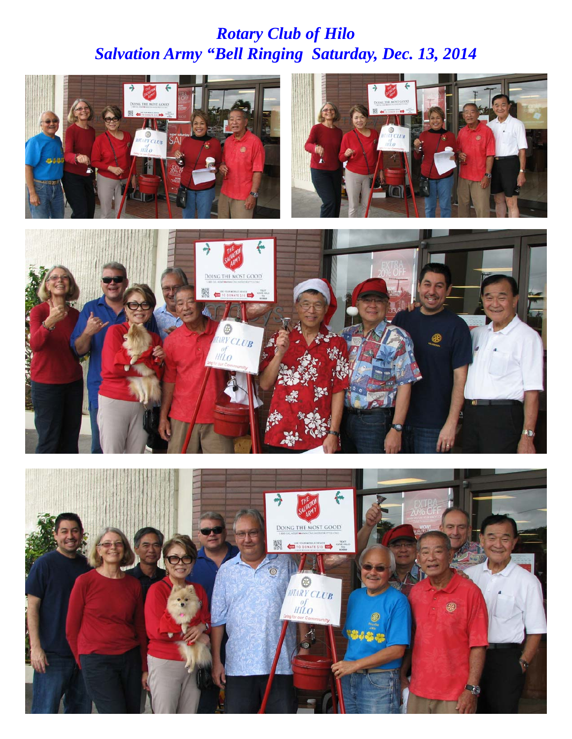*Rotary Club of Hilo*

*Salvation Army “Bell Ringing Saturday, Dec. 13, 2014*